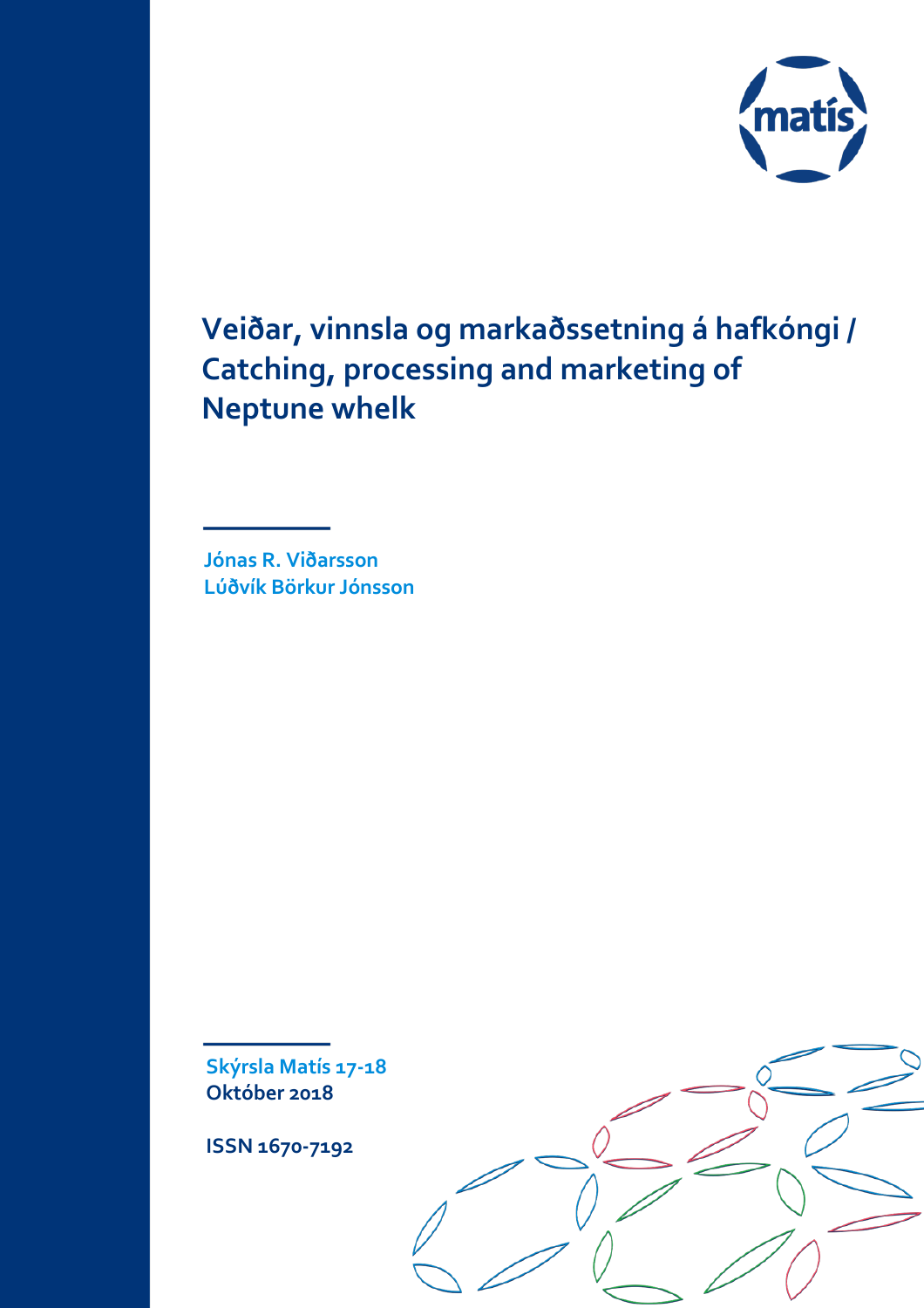# Veiðar, vinnsla og markaðssetning á hafkóngi / Catching, processing and marketing of Neptune whelk

Jónas R. Viðarsson
Lúðvík Börkur Jónsson

Skýrsla Matís 17-18
Október 2018

ISSN 1670-7192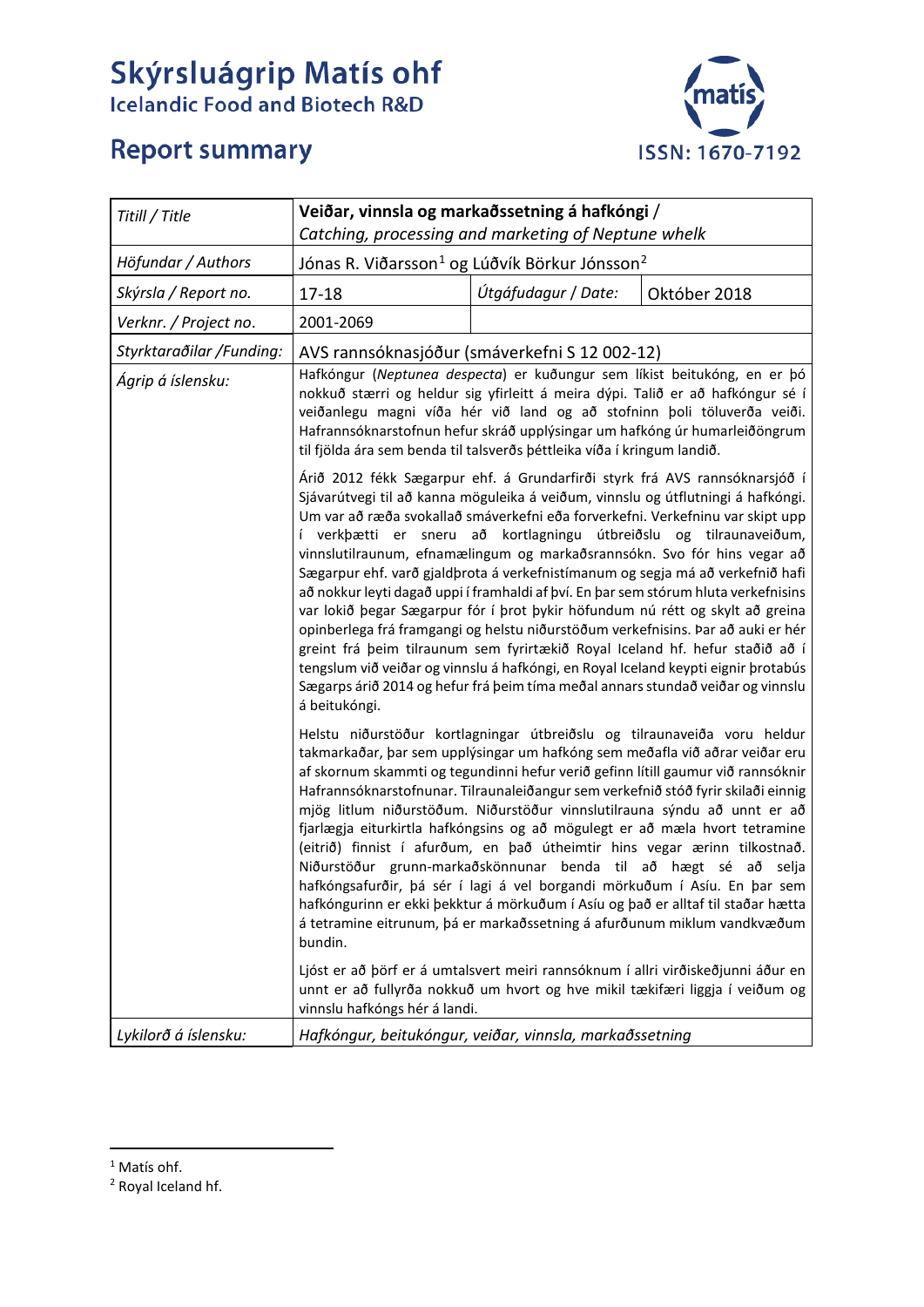# Skýrsluágrip Matís ohf

Icelandic Food and Biotech R&D

## Report summary

ISSN: 1670-7192

| Titill / Title | **Veiðar, vinnsla og markaðssetning á hafkóngi** / *Catching, processing and marketing of Neptune whelk* | | |
|---|---|---|---|
| Höfundar / Authors | Jónas R. Viðarsson[1] og Lúðvík Börkur Jónsson[2] | | |
| Skýrsla / Report no. | 17-18 | Útgáfudagur / Date: | Október 2018 |
| Verknr. / Project no. | 2001-2069 | | |
| Styrktaraðilar /Funding: | AVS rannsóknasjóður (smáverkefni S 12 002-12) | | |
| Ágrip á íslensku: | Hafkóngur (*Neptunea despecta*) er kuðungur sem líkist beitukóng, en er þó nokkuð stærri og heldur sig yfirleitt á meira dýpi. Talið er að hafkóngur sé í veiðanlegu magni víða hér við land og að stofninn þoli töluverða veiði. Hafrannsóknarstofnun hefur skráð upplýsingar um hafkóng úr humarleiðöngrum til fjölda ára sem benda til talsverðs þéttleika víða í kringum landið.<br><br>Árið 2012 fékk Sægarpur ehf. á Grundarfirði styrk frá AVS rannsóknarsjóð í Sjávarútvegi til að kanna möguleika á veiðum, vinnslu og útflutningi á hafkóngi. Um var að ræða svokallað smáverkefni eða forverkefni. Verkefninu var skipt upp í verkþætti er sneru að kortlagningu útbreiðslu og tilraunaveiðum, vinnslutilraunum, efnamælingum og markaðsrannsókn. Svo fór hins vegar að Sægarpur ehf. varð gjaldþrota á verkefnistímanum og segja má að verkefnið hafi að nokkur leyti dagað uppi í framhaldi af því. En þar sem stórum hluta verkefnisins var lokið þegar Sægarpur fór í þrot þykir höfundum nú rétt og skylt að greina opinberlega frá framgangi og helstu niðurstöðum verkefnisins. Þar að auki er hér greint frá þeim tilraunum sem fyrirtækið Royal Iceland hf. hefur staðið að í tengslum við veiðar og vinnslu á hafkóngi, en Royal Iceland keypti eignir þrotabús Sægarps árið 2014 og hefur frá þeim tíma meðal annars stundað veiðar og vinnslu á beitukóngi.<br><br>Helstu niðurstöður kortlagningar útbreiðslu og tilraunaveiða voru heldur takmarkaðar, þar sem upplýsingar um hafkóng sem meðafla við aðrar veiðar eru af skornum skammti og tegundinni hefur verið gefinn lítill gaumur við rannsóknir Hafrannsóknarstofnunar. Tilraunaleiðangur sem verkefnið stóð fyrir skilaði einnig mjög litlum niðurstöðum. Niðurstöður vinnslutilrauna sýndu að unnt er að fjarlægja eiturkirtla hafkóngsins og að mögulegt er að mæla hvort tetramine (eitrið) finnist í afurðum, en það útheimtir hins vegar ærinn tilkostnað. Niðurstöður grunn-markaðskönnunar benda til að hægt sé að selja hafkóngsafurðir, þá sér í lagi á vel borgandi mörkuðum í Asíu. En þar sem hafkóngurinn er ekki þekktur á mörkuðum í Asíu og það er alltaf til staðar hætta á tetramine eitrunum, þá er markaðssetning á afurðunum miklum vandkvæðum bundin.<br><br>Ljóst er að þörf er á umtalsvert meiri rannsóknum í allri virðiskeðjunni áður en unnt er að fullyrða nokkuð um hvort og hve mikil tækifæri liggja í veiðum og vinnslu hafkóngs hér á landi. | | |
| Lykilorð á íslensku: | *Hafkóngur, beitukóngur, veiðar, vinnsla, markaðssetning* | | |

[1] Matís ohf.

[2] Royal Iceland hf.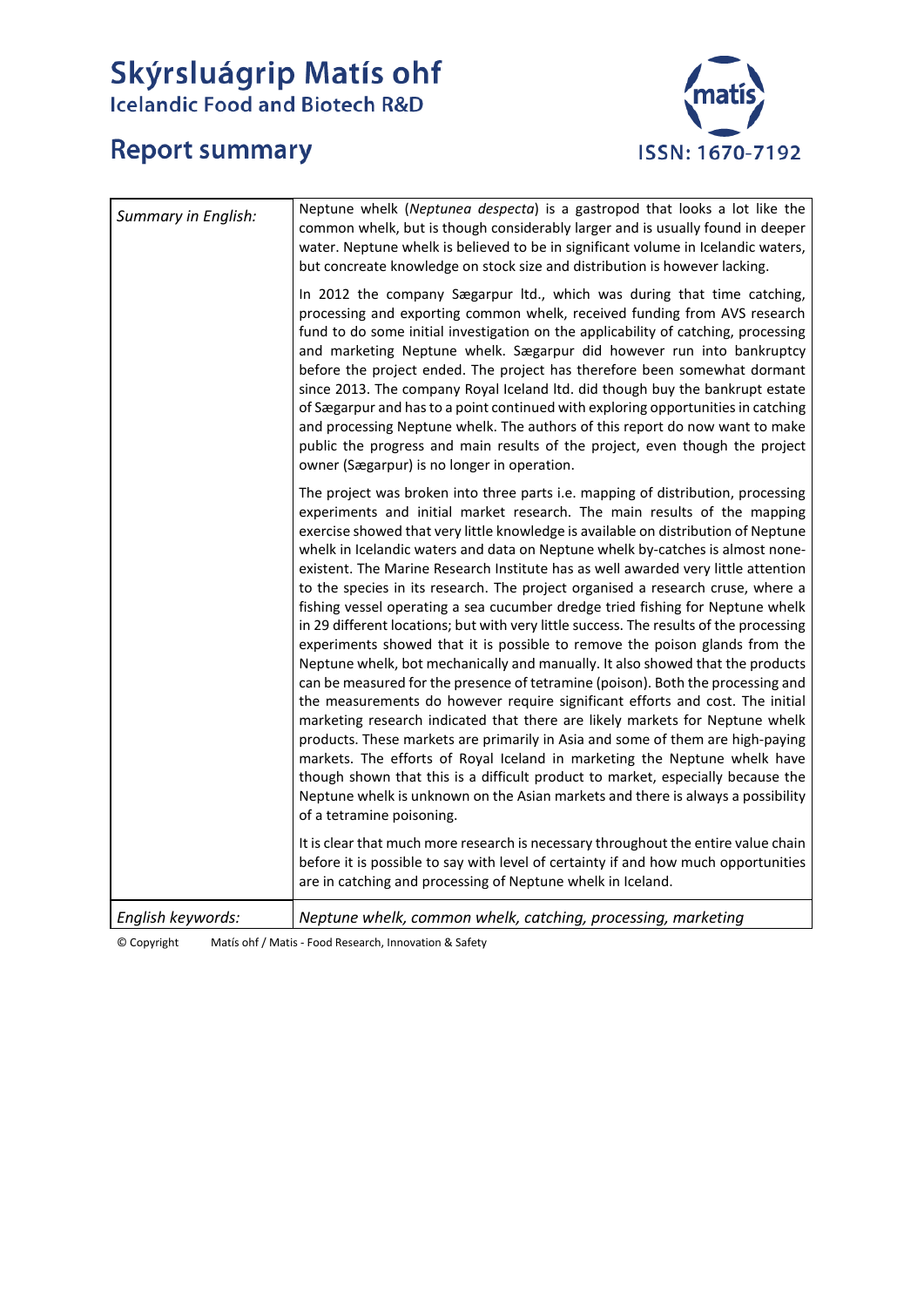# Skýrsluágrip Matís ohf

Icelandic Food and Biotech R&D

## Report summary

ISSN: 1670-7192

| Summary in English: | Neptune whelk (*Neptunea despecta*) is a gastropod that looks a lot like the common whelk, but is though considerably larger and is usually found in deeper water. Neptune whelk is believed to be in significant volume in Icelandic waters, but concreate knowledge on stock size and distribution is however lacking.<br><br>In 2012 the company Sægarpur ltd., which was during that time catching, processing and exporting common whelk, received funding from AVS research fund to do some initial investigation on the applicability of catching, processing and marketing Neptune whelk. Sægarpur did however run into bankruptcy before the project ended. The project has therefore been somewhat dormant since 2013. The company Royal Iceland ltd. did though buy the bankrupt estate of Sægarpur and has to a point continued with exploring opportunities in catching and processing Neptune whelk. The authors of this report do now want to make public the progress and main results of the project, even though the project owner (Sægarpur) is no longer in operation.<br><br>The project was broken into three parts i.e. mapping of distribution, processing experiments and initial market research. The main results of the mapping exercise showed that very little knowledge is available on distribution of Neptune whelk in Icelandic waters and data on Neptune whelk by-catches is almost none-existent. The Marine Research Institute has as well awarded very little attention to the species in its research. The project organised a research cruse, where a fishing vessel operating a sea cucumber dredge tried fishing for Neptune whelk in 29 different locations; but with very little success. The results of the processing experiments showed that it is possible to remove the poison glands from the Neptune whelk, bot mechanically and manually. It also showed that the products can be measured for the presence of tetramine (poison). Both the processing and the measurements do however require significant efforts and cost. The initial marketing research indicated that there are likely markets for Neptune whelk products. These markets are primarily in Asia and some of them are high-paying markets. The efforts of Royal Iceland in marketing the Neptune whelk have though shown that this is a difficult product to market, especially because the Neptune whelk is unknown on the Asian markets and there is always a possibility of a tetramine poisoning.<br><br>It is clear that much more research is necessary throughout the entire value chain before it is possible to say with level of certainty if and how much opportunities are in catching and processing of Neptune whelk in Iceland. |
|---|---|
| English keywords: | *Neptune whelk, common whelk, catching, processing, marketing* |

© Copyright Matís ohf / Matis - Food Research, Innovation & Safety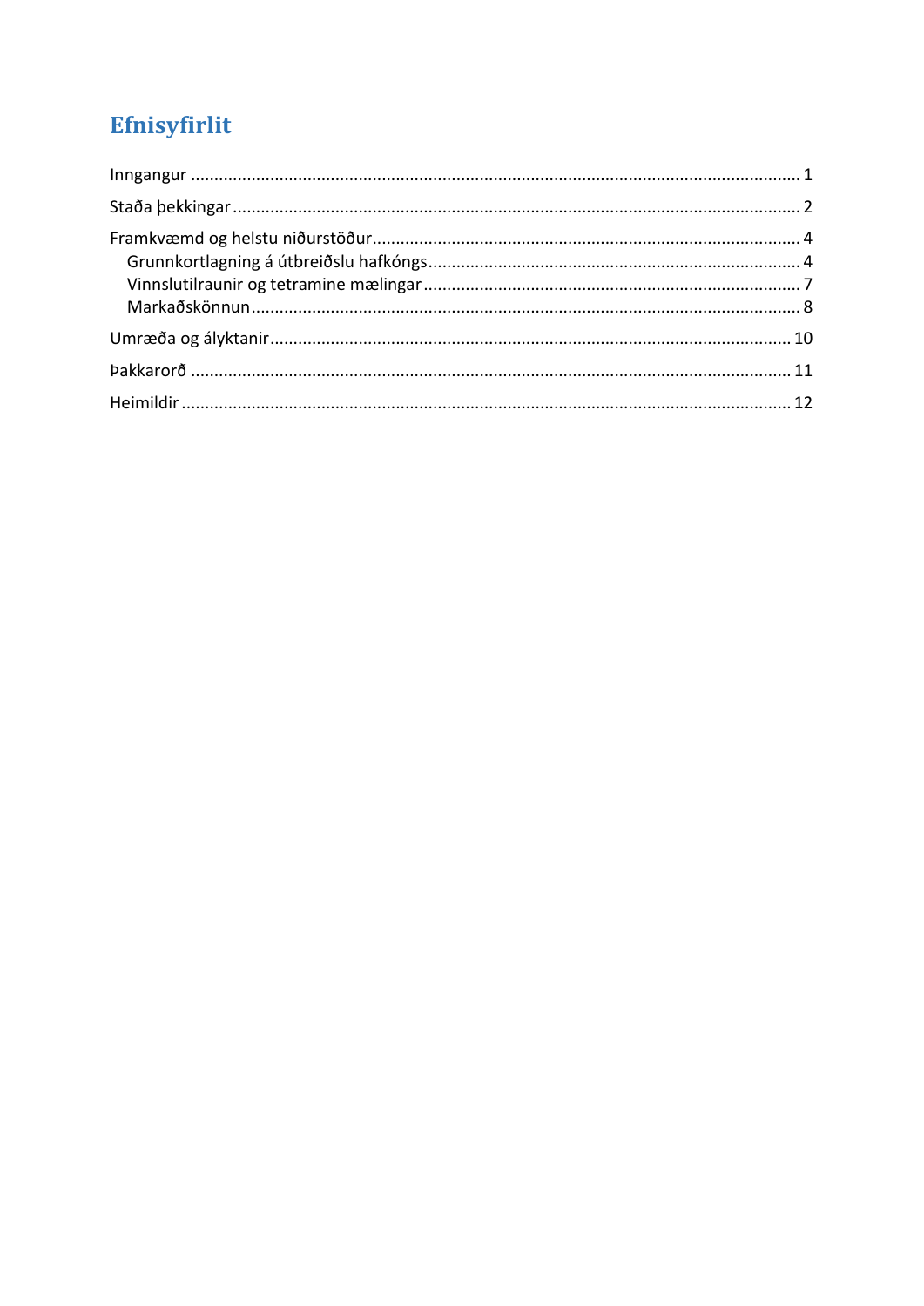# Efnisyfirlit

Inngangur ........................................................................................................................ 1

Staða þekkingar ................................................................................................................ 2

Framkvæmd og helstu niðurstöður .................................................................................. 4

- Grunnkortlagning á útbreiðslu hafkóngs ..................................................................... 4
- Vinnslutilraunir og tetramine mælingar ....................................................................... 7
- Markaðskönnun .......................................................................................................... 8

Umræða og ályktanir ...................................................................................................... 10

Þakkarorð ........................................................................................................................ 11

Heimildir ......................................................................................................................... 12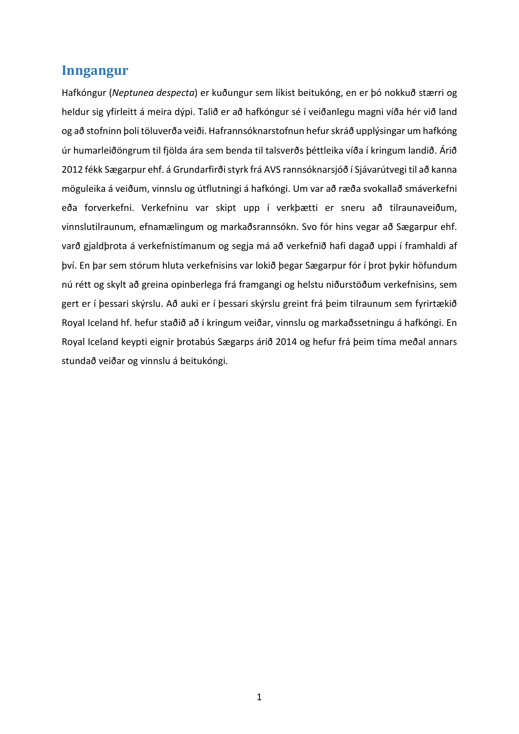# Inngangur

Hafkóngur (*Neptunea despecta*) er kuðungur sem líkist beitukóng, en er þó nokkuð stærri og heldur sig yfirleitt á meira dýpi. Talið er að hafkóngur sé í veiðanlegu magni víða hér við land og að stofninn þoli töluverða veiði. Hafrannsóknarstofnun hefur skráð upplýsingar um hafkóng úr humarleiðöngrum til fjölda ára sem benda til talsverðs þéttleika víða í kringum landið. Árið 2012 fékk Sægarpur ehf. á Grundarfirði styrk frá AVS rannsóknarsjóð í Sjávarútvegi til að kanna möguleika á veiðum, vinnslu og útflutningi á hafkóngi. Um var að ræða svokallað smáverkefni eða forverkefni. Verkefninu var skipt upp í verkþætti er sneru að tilraunaveiðum, vinnslutilraunum, efnamælingum og markaðsrannsókn. Svo fór hins vegar að Sægarpur ehf. varð gjaldþrota á verkefnistímanum og segja má að verkefnið hafi dagað uppi í framhaldi af því. En þar sem stórum hluta verkefnisins var lokið þegar Sægarpur fór í þrot þykir höfundum nú rétt og skylt að greina opinberlega frá framgangi og helstu niðurstöðum verkefnisins, sem gert er í þessari skýrslu. Að auki er í þessari skýrslu greint frá þeim tilraunum sem fyrirtækið Royal Iceland hf. hefur staðið að í kringum veiðar, vinnslu og markaðssetningu á hafkóngi. En Royal Iceland keypti eignir þrotabús Sægarps árið 2014 og hefur frá þeim tíma meðal annars stundað veiðar og vinnslu á beitukóngi.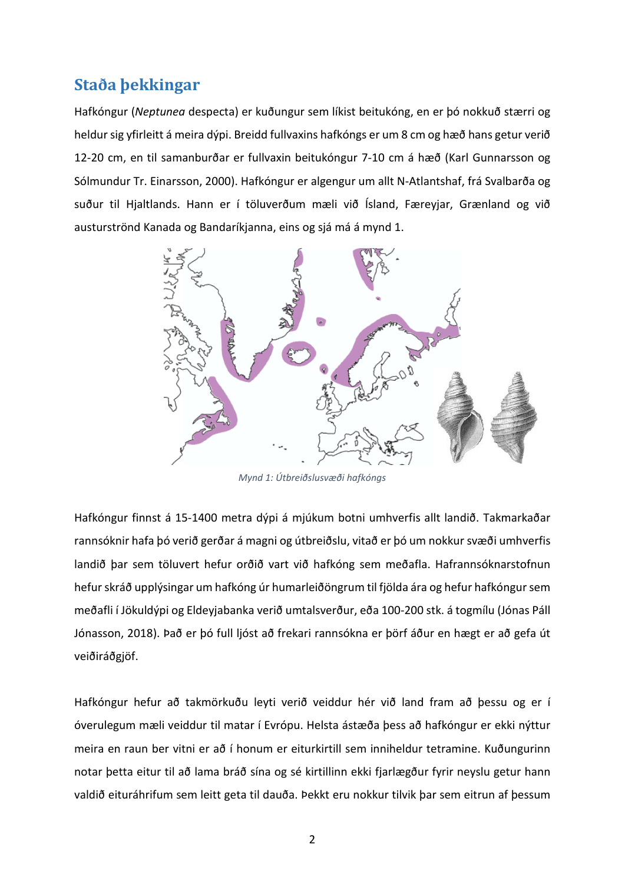## Staða þekkingar

Hafkóngur (*Neptunea* despecta) er kuðungur sem líkist beitukóng, en er þó nokkuð stærri og heldur sig yfirleitt á meira dýpi. Breidd fullvaxins hafkóngs er um 8 cm og hæð hans getur verið 12-20 cm, en til samanburðar er fullvaxin beitukóngur 7-10 cm á hæð (Karl Gunnarsson og Sólmundur Tr. Einarsson, 2000). Hafkóngur er algengur um allt N-Atlantshaf, frá Svalbarða og suður til Hjaltlands. Hann er í töluverðum mæli við Ísland, Færeyjar, Grænland og við austurströnd Kanada og Bandaríkjanna, eins og sjá má á mynd 1.

*Mynd 1: Útbreiðslusvæði hafkóngs*

Hafkóngur finnst á 15-1400 metra dýpi á mjúkum botni umhverfis allt landið. Takmarkaðar rannsóknir hafa þó verið gerðar á magni og útbreiðslu, vitað er þó um nokkur svæði umhverfis landið þar sem töluvert hefur orðið vart við hafkóng sem meðafla. Hafrannsóknarstofnun hefur skráð upplýsingar um hafkóng úr humarleiðöngrum til fjölda ára og hefur hafkóngur sem meðafli í Jökuldýpi og Eldeyjabanka verið umtalsverður, eða 100-200 stk. á togmílu (Jónas Páll Jónasson, 2018). Það er þó full ljóst að frekari rannsókna er þörf áður en hægt er að gefa út veiðiráðgjöf.

Hafkóngur hefur að takmörkuðu leyti verið veiddur hér við land fram að þessu og er í óverulegum mæli veiddur til matar í Evrópu. Helsta ástæða þess að hafkóngur er ekki nýttur meira en raun ber vitni er að í honum er eiturkirtill sem inniheldur tetramine. Kuðungurinn notar þetta eitur til að lama bráð sína og sé kirtillinn ekki fjarlægður fyrir neyslu getur hann valdið eituráhrifum sem leitt geta til dauða. Þekkt eru nokkur tilvik þar sem eitrun af þessum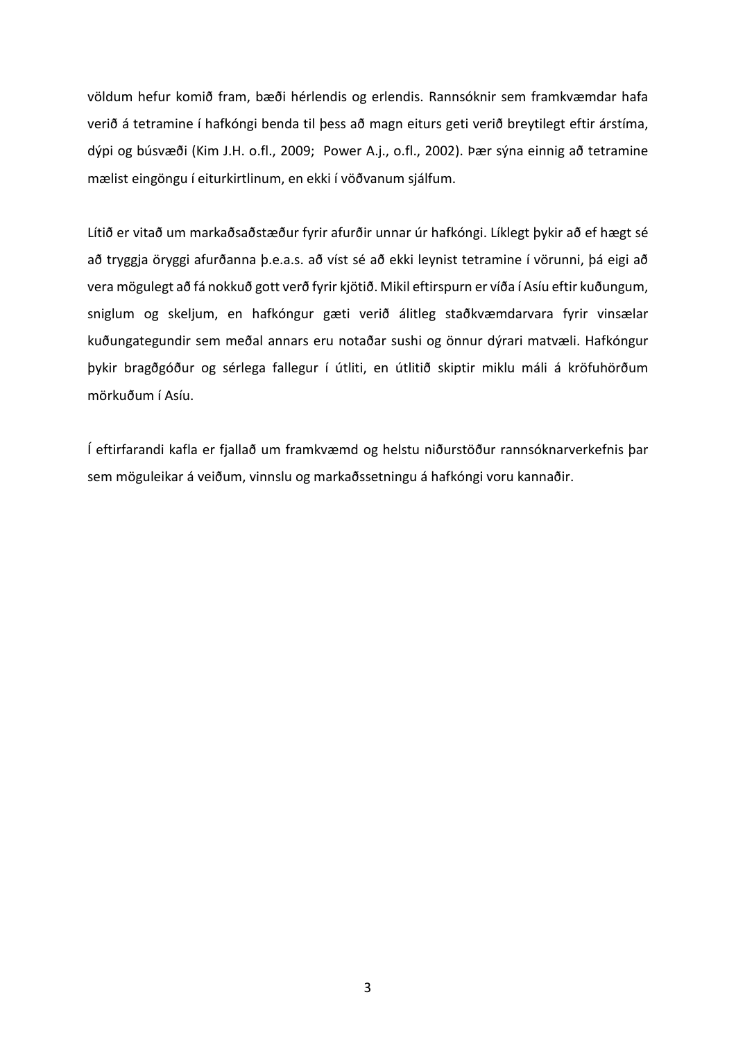völdum hefur komið fram, bæði hérlendis og erlendis. Rannsóknir sem framkvæmdar hafa verið á tetramine í hafkóngi benda til þess að magn eiturs geti verið breytilegt eftir árstíma, dýpi og búsvæði (Kim J.H. o.fl., 2009; Power A.j., o.fl., 2002). Þær sýna einnig að tetramine mælist eingöngu í eiturkirtlinum, en ekki í vöðvanum sjálfum.

Lítið er vitað um markaðsaðstæður fyrir afurðir unnar úr hafkóngi. Líklegt þykir að ef hægt sé að tryggja öryggi afurðanna þ.e.a.s. að víst sé að ekki leynist tetramine í vörunni, þá eigi að vera mögulegt að fá nokkuð gott verð fyrir kjötið. Mikil eftirspurn er víða í Asíu eftir kuðungum, sniglum og skeljum, en hafkóngur gæti verið álitleg staðkvæmdarvara fyrir vinsælar kuðungategundir sem meðal annars eru notaðar sushi og önnur dýrari matvæli. Hafkóngur þykir bragðgóður og sérlega fallegur í útliti, en útlitið skiptir miklu máli á kröfuhörðum mörkuðum í Asíu.

Í eftirfarandi kafla er fjallað um framkvæmd og helstu niðurstöður rannsóknarverkefnis þar sem möguleikar á veiðum, vinnslu og markaðssetningu á hafkóngi voru kannaðir.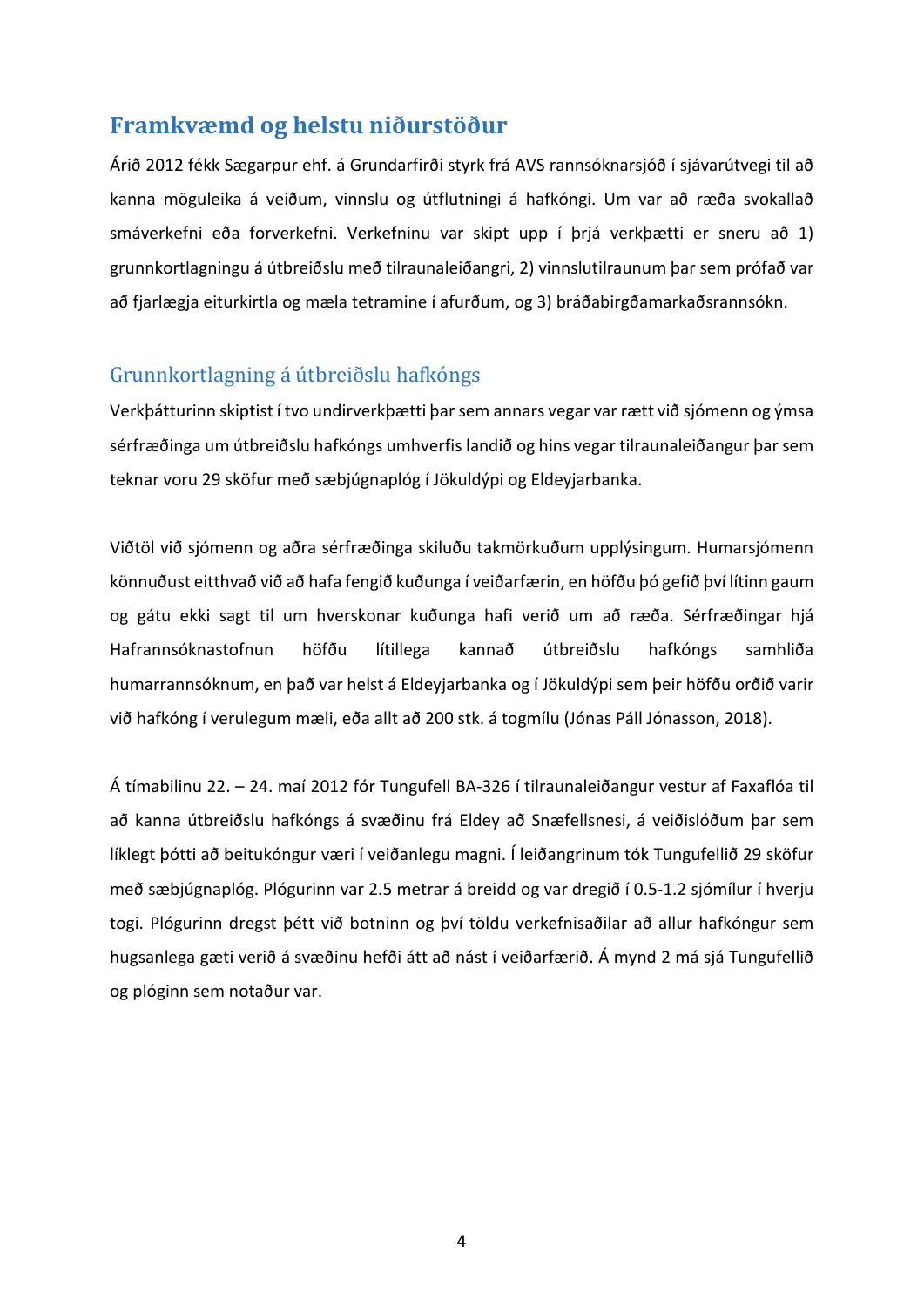## Framkvæmd og helstu niðurstöður

Árið 2012 fékk Sægarpur ehf. á Grundarfirði styrk frá AVS rannsóknarsjóð í sjávarútvegi til að kanna möguleika á veiðum, vinnslu og útflutningi á hafkóngi. Um var að ræða svokallað smáverkefni eða forverkefni. Verkefninu var skipt upp í þrjá verkþætti er sneru að 1) grunnkortlagningu á útbreiðslu með tilraunaleiðangri, 2) vinnslutilraunum þar sem prófað var að fjarlægja eiturkirtla og mæla tetramine í afurðum, og 3) bráðabirgðamarkaðsrannsókn.

### Grunnkortlagning á útbreiðslu hafkóngs

Verkþátturinn skiptist í tvo undirverkþætti þar sem annars vegar var rætt við sjómenn og ýmsa sérfræðinga um útbreiðslu hafkóngs umhverfis landið og hins vegar tilraunaleiðangur þar sem teknar voru 29 sköfur með sæbjúgnaplóg í Jökuldýpi og Eldeyjarbanka.

Viðtöl við sjómenn og aðra sérfræðinga skiluðu takmörkuðum upplýsingum. Humarsjómenn könnuðust eitthvað við að hafa fengið kuðunga í veiðarfærin, en höfðu þó gefið því lítinn gaum og gátu ekki sagt til um hverskonar kuðunga hafi verið um að ræða. Sérfræðingar hjá Hafrannsóknastofnun höfðu lítillega kannað útbreiðslu hafkóngs samhliða humarrannsóknum, en það var helst á Eldeyjarbanka og í Jökuldýpi sem þeir höfðu orðið varir við hafkóng í verulegum mæli, eða allt að 200 stk. á togmílu (Jónas Páll Jónasson, 2018).

Á tímabilinu 22. – 24. maí 2012 fór Tungufell BA-326 í tilraunaleiðangur vestur af Faxaflóa til að kanna útbreiðslu hafkóngs á svæðinu frá Eldey að Snæfellsnesi, á veiðislóðum þar sem líklegt þótti að beitukóngur væri í veiðanlegu magni. Í leiðangrinum tók Tungufellið 29 sköfur með sæbjúgnaplóg. Plógurinn var 2.5 metrar á breidd og var dregið í 0.5-1.2 sjómílur í hverju togi. Plógurinn dregst þétt við botninn og því töldu verkefnisaðilar að allur hafkóngur sem hugsanlega gæti verið á svæðinu hefði átt að nást í veiðarfærið. Á mynd 2 má sjá Tungufellið og plóginn sem notaður var.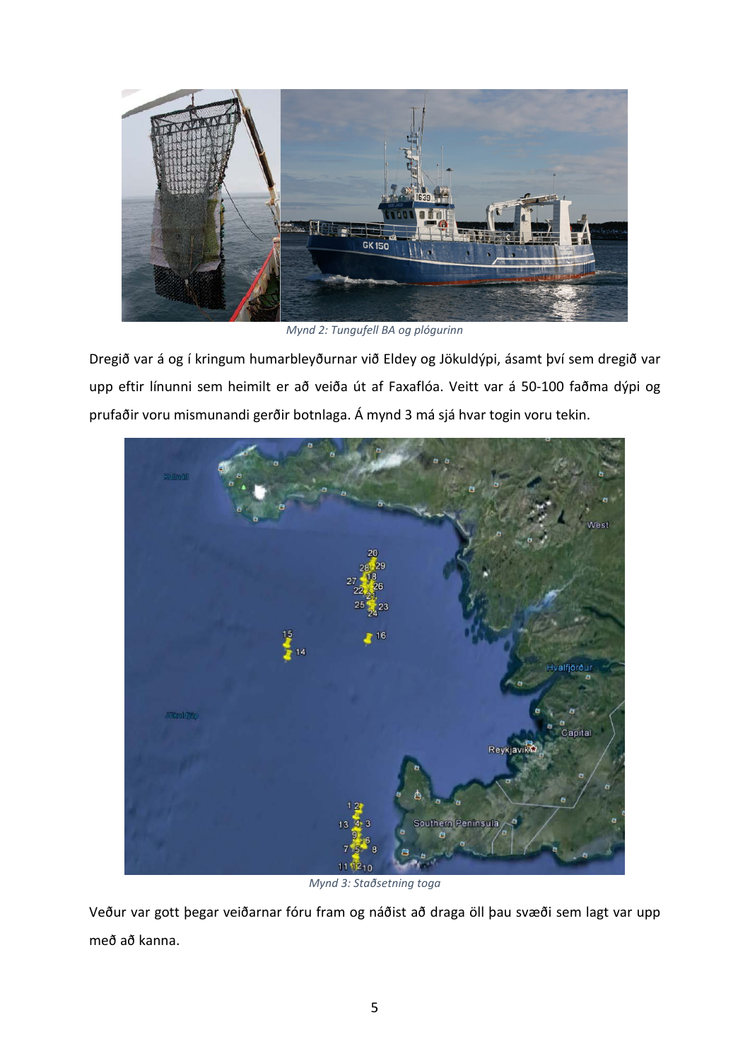Mynd 2: Tungufell BA og plógurinn

Dregið var á og í kringum humarbleyðurnar við Eldey og Jökuldýpi, ásamt því sem dregið var upp eftir línunni sem heimilt er að veiða út af Faxaflóa. Veitt var á 50-100 faðma dýpi og prufaðir voru mismunandi gerðir botnlaga. Á mynd 3 má sjá hvar togin voru tekin.

Mynd 3: Staðsetning toga

Veður var gott þegar veiðarnar fóru fram og náðist að draga öll þau svæði sem lagt var upp með að kanna.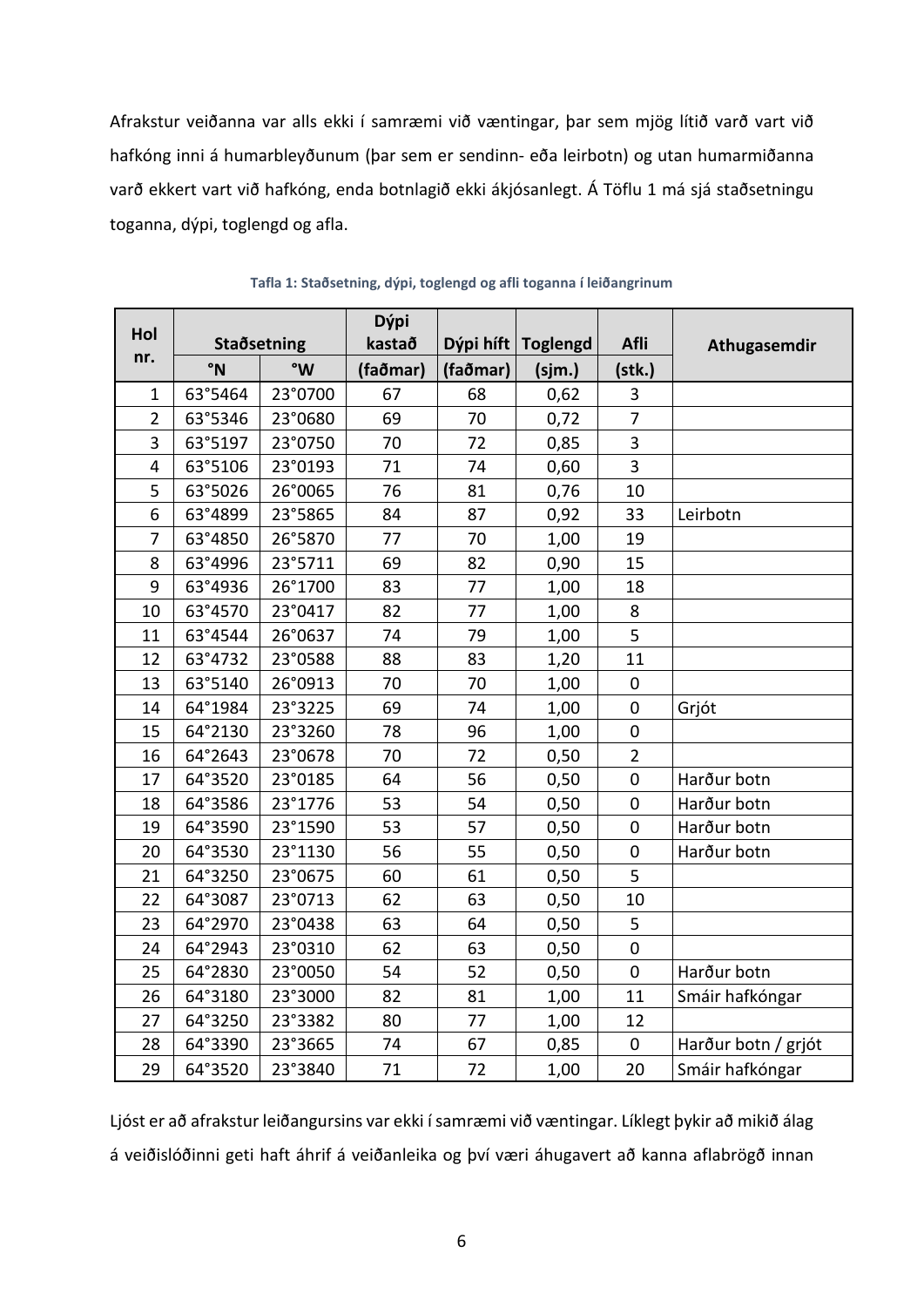Afrakstur veiðanna var alls ekki í samræmi við væntingar, þar sem mjög lítið varð vart við hafkóng inni á humarbleyðunum (þar sem er sendinn- eða leirbotn) og utan humarmiðanna varð ekkert vart við hafkóng, enda botnlagið ekki ákjósanlegt. Á Töflu 1 má sjá staðsetningu toganna, dýpi, toglengd og afla.

**Tafla 1: Staðsetning, dýpi, toglengd og afli toganna í leiðangrinum**

| Hol nr. | Staðsetning | | Dýpi kastað | Dýpi híft | Toglengd | Afli | Athugasemdir |
|---|---|---|---|---|---|---|---|
| | °N | °W | (faðmar) | (faðmar) | (sjm.) | (stk.) | |
| 1 | 63°5464 | 23°0700 | 67 | 68 | 0,62 | 3 | |
| 2 | 63°5346 | 23°0680 | 69 | 70 | 0,72 | 7 | |
| 3 | 63°5197 | 23°0750 | 70 | 72 | 0,85 | 3 | |
| 4 | 63°5106 | 23°0193 | 71 | 74 | 0,60 | 3 | |
| 5 | 63°5026 | 26°0065 | 76 | 81 | 0,76 | 10 | |
| 6 | 63°4899 | 23°5865 | 84 | 87 | 0,92 | 33 | Leirbotn |
| 7 | 63°4850 | 26°5870 | 77 | 70 | 1,00 | 19 | |
| 8 | 63°4996 | 23°5711 | 69 | 82 | 0,90 | 15 | |
| 9 | 63°4936 | 26°1700 | 83 | 77 | 1,00 | 18 | |
| 10 | 63°4570 | 23°0417 | 82 | 77 | 1,00 | 8 | |
| 11 | 63°4544 | 26°0637 | 74 | 79 | 1,00 | 5 | |
| 12 | 63°4732 | 23°0588 | 88 | 83 | 1,20 | 11 | |
| 13 | 63°5140 | 26°0913 | 70 | 70 | 1,00 | 0 | |
| 14 | 64°1984 | 23°3225 | 69 | 74 | 1,00 | 0 | Grjót |
| 15 | 64°2130 | 23°3260 | 78 | 96 | 1,00 | 0 | |
| 16 | 64°2643 | 23°0678 | 70 | 72 | 0,50 | 2 | |
| 17 | 64°3520 | 23°0185 | 64 | 56 | 0,50 | 0 | Harður botn |
| 18 | 64°3586 | 23°1776 | 53 | 54 | 0,50 | 0 | Harður botn |
| 19 | 64°3590 | 23°1590 | 53 | 57 | 0,50 | 0 | Harður botn |
| 20 | 64°3530 | 23°1130 | 56 | 55 | 0,50 | 0 | Harður botn |
| 21 | 64°3250 | 23°0675 | 60 | 61 | 0,50 | 5 | |
| 22 | 64°3087 | 23°0713 | 62 | 63 | 0,50 | 10 | |
| 23 | 64°2970 | 23°0438 | 63 | 64 | 0,50 | 5 | |
| 24 | 64°2943 | 23°0310 | 62 | 63 | 0,50 | 0 | |
| 25 | 64°2830 | 23°0050 | 54 | 52 | 0,50 | 0 | Harður botn |
| 26 | 64°3180 | 23°3000 | 82 | 81 | 1,00 | 11 | Smáir hafkóngar |
| 27 | 64°3250 | 23°3382 | 80 | 77 | 1,00 | 12 | |
| 28 | 64°3390 | 23°3665 | 74 | 67 | 0,85 | 0 | Harður botn / grjót |
| 29 | 64°3520 | 23°3840 | 71 | 72 | 1,00 | 20 | Smáir hafkóngar |

Ljóst er að afrakstur leiðangursins var ekki í samræmi við væntingar. Líklegt þykir að mikið álag á veiðislóðinni geti haft áhrif á veiðanleika og því væri áhugavert að kanna aflabrögð innan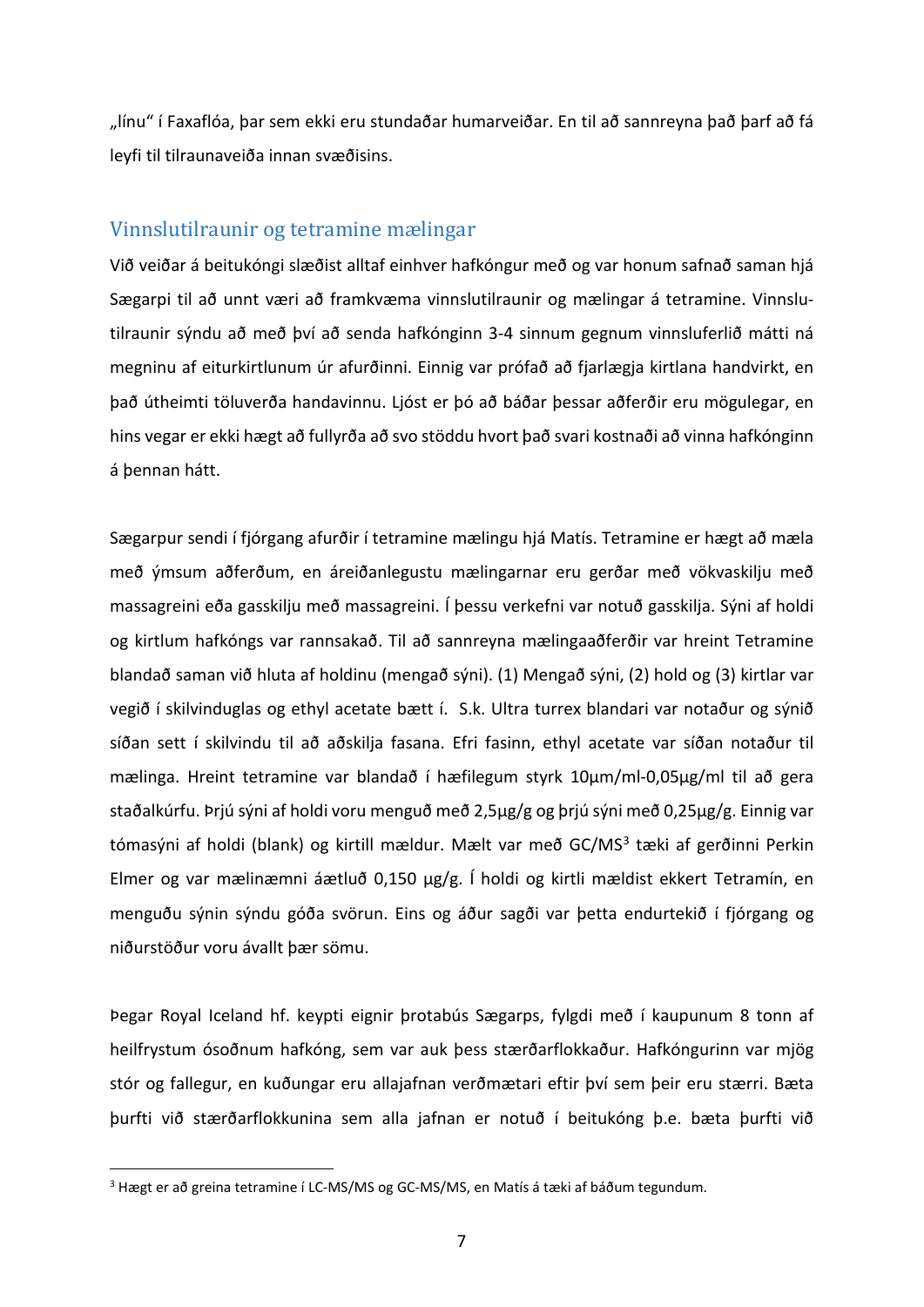„línu“ í Faxaflóa, þar sem ekki eru stundaðar humarveiðar. En til að sannreyna það þarf að fá leyfi til tilraunaveiða innan svæðisins.

## Vinnslutilraunir og tetramine mælingar

Við veiðar á beitukóngi slæðist alltaf einhver hafkóngur með og var honum safnað saman hjá Sægarpi til að unnt væri að framkvæma vinnslutilraunir og mælingar á tetramine. Vinnslutilraunir sýndu að með því að senda hafkónginn 3-4 sinnum gegnum vinnsluferlið mátti ná megninu af eiturkirtlunum úr afurðinni. Einnig var prófað að fjarlægja kirtlana handvirkt, en það útheimti töluverða handavinnu. Ljóst er þó að báðar þessar aðferðir eru mögulegar, en hins vegar er ekki hægt að fullyrða að svo stöddu hvort það svari kostnaði að vinna hafkónginn á þennan hátt.

Sægarpur sendi í fjórgang afurðir í tetramine mælingu hjá Matís. Tetramine er hægt að mæla með ýmsum aðferðum, en áreiðanlegustu mælingarnar eru gerðar með vökvaskilju með massagreini eða gasskilju með massagreini. Í þessu verkefni var notuð gasskilja. Sýni af holdi og kirtlum hafkóngs var rannsakað. Til að sannreyna mælingaaðferðir var hreint Tetramine blandað saman við hluta af holdinu (mengað sýni). (1) Mengað sýni, (2) hold og (3) kirtlar var vegið í skilvinduglas og ethyl acetate bætt í. S.k. Ultra turrex blandari var notaður og sýnið síðan sett í skilvindu til að aðskilja fasana. Efri fasinn, ethyl acetate var síðan notaður til mælinga. Hreint tetramine var blandað í hæfilegum styrk 10µm/ml-0,05µg/ml til að gera staðalkúrfu. Þrjú sýni af holdi voru menguð með 2,5µg/g og þrjú sýni með 0,25µg/g. Einnig var tómasýni af holdi (blank) og kirtill mældur. Mælt var með GC/MS[3] tæki af gerðinni Perkin Elmer og var mælinæmni áætluð 0,150 µg/g. Í holdi og kirtli mældist ekkert Tetramín, en menguðu sýnin sýndu góða svörun. Eins og áður sagði var þetta endurtekið í fjórgang og niðurstöður voru ávallt þær sömu.

Þegar Royal Iceland hf. keypti eignir þrotabús Sægarps, fylgdi með í kaupunum 8 tonn af heilfrystum ósoðnum hafkóng, sem var auk þess stærðarflokkaður. Hafkóngurinn var mjög stór og fallegur, en kuðungar eru allajafnan verðmætari eftir því sem þeir eru stærri. Bæta þurfti við stærðarflokkunina sem alla jafnan er notuð í beitukóng þ.e. bæta þurfti við

[3] Hægt er að greina tetramine í LC-MS/MS og GC-MS/MS, en Matís á tæki af báðum tegundum.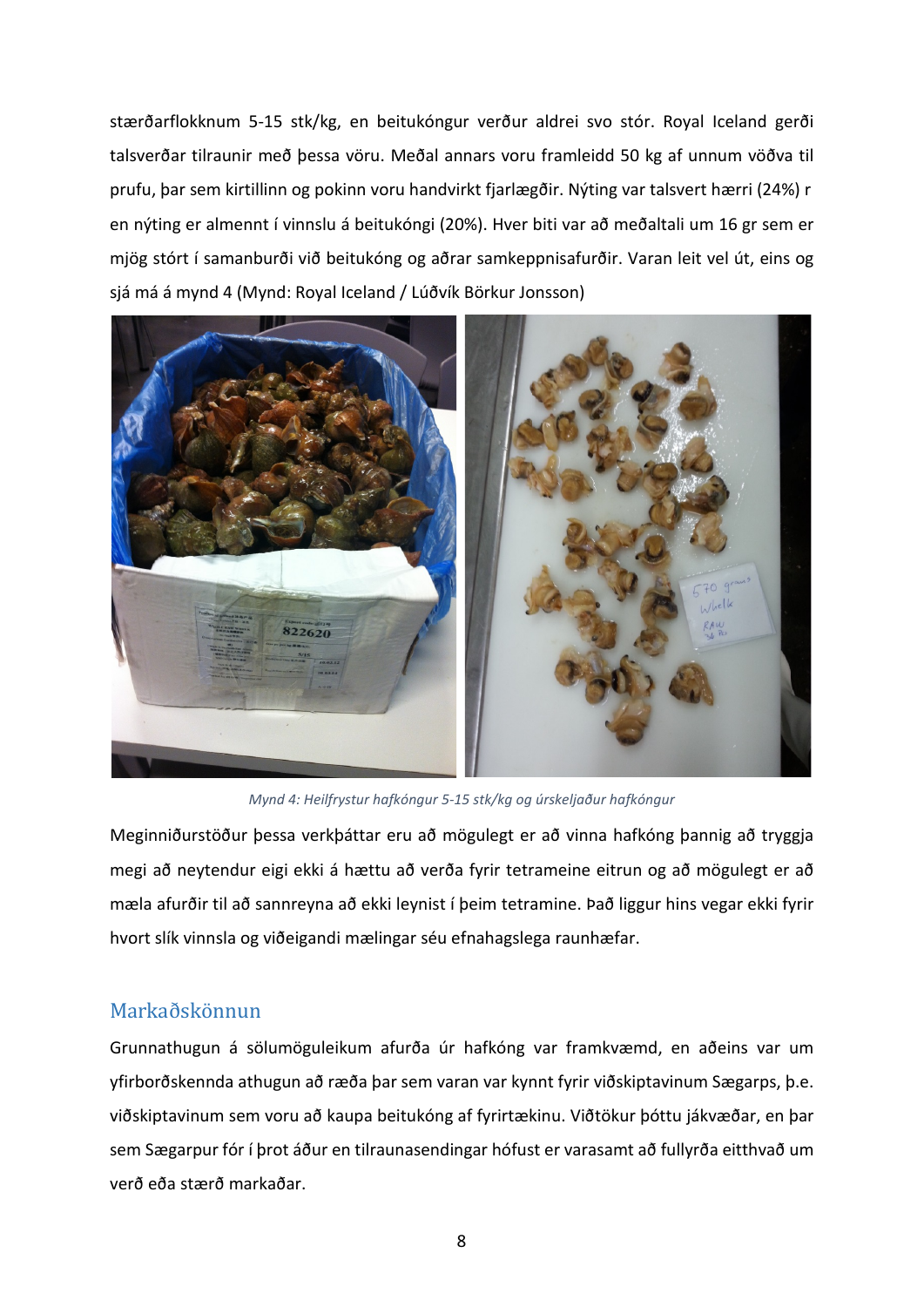stærðarflokknum 5-15 stk/kg, en beitukóngur verður aldrei svo stór. Royal Iceland gerði talsverðar tilraunir með þessa vöru. Meðal annars voru framleidd 50 kg af unnum vöðva til prufu, þar sem kirtillinn og pokinn voru handvirkt fjarlægðir. Nýting var talsvert hærri (24%) r en nýting er almennt í vinnslu á beitukóngi (20%). Hver biti var að meðaltali um 16 gr sem er mjög stórt í samanburði við beitukóng og aðrar samkeppnisafurðir. Varan leit vel út, eins og sjá má á mynd 4 (Mynd: Royal Iceland / Lúðvík Börkur Jonsson)

*Mynd 4: Heilfrystur hafkóngur 5-15 stk/kg og úrskeljaður hafkóngur*

Meginniðurstöður þessa verkþáttar eru að mögulegt er að vinna hafkóng þannig að tryggja megi að neytendur eigi ekki á hættu að verða fyrir tetrameine eitrun og að mögulegt er að mæla afurðir til að sannreyna að ekki leynist í þeim tetramine. Það liggur hins vegar ekki fyrir hvort slík vinnsla og viðeigandi mælingar séu efnahagslega raunhæfar.

## Markaðskönnun

Grunnathugun á sölumöguleikum afurða úr hafkóng var framkvæmd, en aðeins var um yfirborðskennda athugun að ræða þar sem varan var kynnt fyrir viðskiptavinum Sægarps, þ.e. viðskiptavinum sem voru að kaupa beitukóng af fyrirtækinu. Viðtökur þóttu jákvæðar, en þar sem Sægarpur fór í þrot áður en tilraunasendingar hófust er varasamt að fullyrða eitthvað um verð eða stærð markaðar.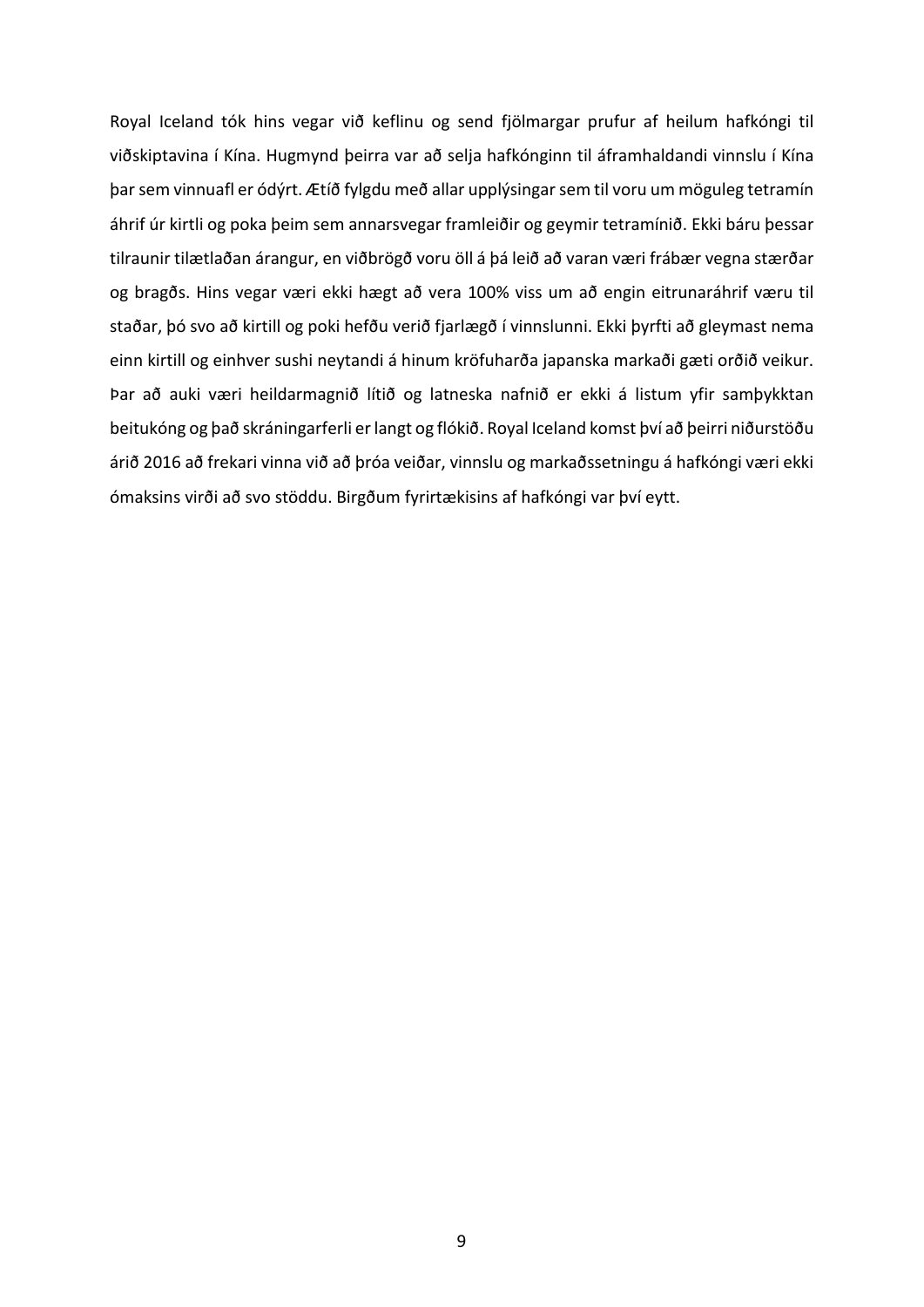Royal Iceland tók hins vegar við keflinu og send fjölmargar prufur af heilum hafkóngi til viðskiptavina í Kína. Hugmynd þeirra var að selja hafkónginn til áframhaldandi vinnslu í Kína þar sem vinnuafl er ódýrt. Ætíð fylgdu með allar upplýsingar sem til voru um möguleg tetramín áhrif úr kirtli og poka þeim sem annarsvegar framleiðir og geymir tetramínið. Ekki báru þessar tilraunir tilætlaðan árangur, en viðbrögð voru öll á þá leið að varan væri frábær vegna stærðar og bragðs. Hins vegar væri ekki hægt að vera 100% viss um að engin eitrunaráhrif væru til staðar, þó svo að kirtill og poki hefðu verið fjarlægð í vinnslunni. Ekki þyrfti að gleymast nema einn kirtill og einhver sushi neytandi á hinum kröfuharða japanska markaði gæti orðið veikur. Þar að auki væri heildarmagnið lítið og latneska nafnið er ekki á listum yfir samþykktan beitukóng og það skráningarferli er langt og flókið. Royal Iceland komst því að þeirri niðurstöðu árið 2016 að frekari vinna við að þróa veiðar, vinnslu og markaðssetningu á hafkóngi væri ekki ómaksins virði að svo stöddu. Birgðum fyrirtækisins af hafkóngi var því eytt.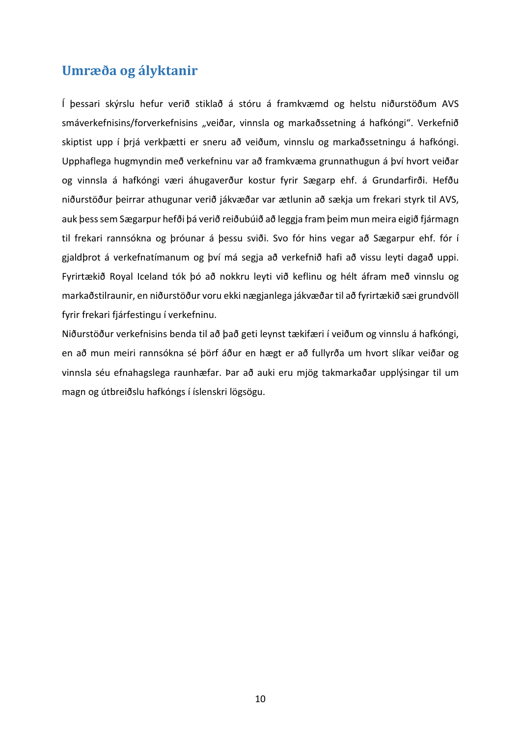## Umræða og ályktanir

Í þessari skýrslu hefur verið stiklað á stóru á framkvæmd og helstu niðurstöðum AVS smáverkefnisins/forverkefnisins „veiðar, vinnsla og markaðssetning á hafkóngi“. Verkefnið skiptist upp í þrjá verkþætti er sneru að veiðum, vinnslu og markaðssetningu á hafkóngi. Upphaflega hugmyndin með verkefninu var að framkvæma grunnathugun á því hvort veiðar og vinnsla á hafkóngi væri áhugaverður kostur fyrir Sægarp ehf. á Grundarfirði. Hefðu niðurstöður þeirrar athugunar verið jákvæðar var ætlunin að sækja um frekari styrk til AVS, auk þess sem Sægarpur hefði þá verið reiðubúið að leggja fram þeim mun meira eigið fjármagn til frekari rannsókna og þróunar á þessu sviði. Svo fór hins vegar að Sægarpur ehf. fór í gjaldþrot á verkefnatímanum og því má segja að verkefnið hafi að vissu leyti dagað uppi. Fyrirtækið Royal Iceland tók þó að nokkru leyti við keflinu og hélt áfram með vinnslu og markaðstilraunir, en niðurstöður voru ekki nægjanlega jákvæðar til að fyrirtækið sæi grundvöll fyrir frekari fjárfestingu í verkefninu.

Niðurstöður verkefnisins benda til að það geti leynst tækifæri í veiðum og vinnslu á hafkóngi, en að mun meiri rannsókna sé þörf áður en hægt er að fullyrða um hvort slíkar veiðar og vinnsla séu efnahagslega raunhæfar. Þar að auki eru mjög takmarkaðar upplýsingar til um magn og útbreiðslu hafkóngs í íslenskri lögsögu.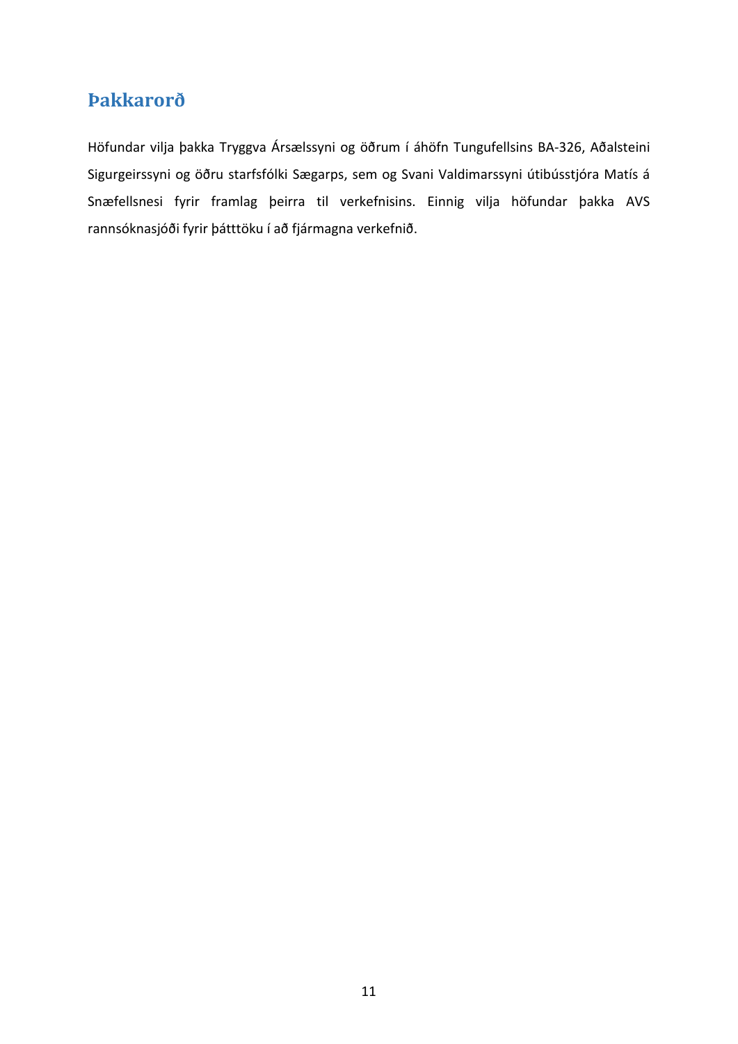# Þakkarorð

Höfundar vilja þakka Tryggva Ársælssyni og öðrum í áhöfn Tungufellsins BA-326, Aðalsteini Sigurgeirssyni og öðru starfsfólki Sægarps, sem og Svani Valdimarssyni útibússtjóra Matís á Snæfellsnesi fyrir framlag þeirra til verkefnisins. Einnig vilja höfundar þakka AVS rannsóknasjóði fyrir þátttöku í að fjármagna verkefnið.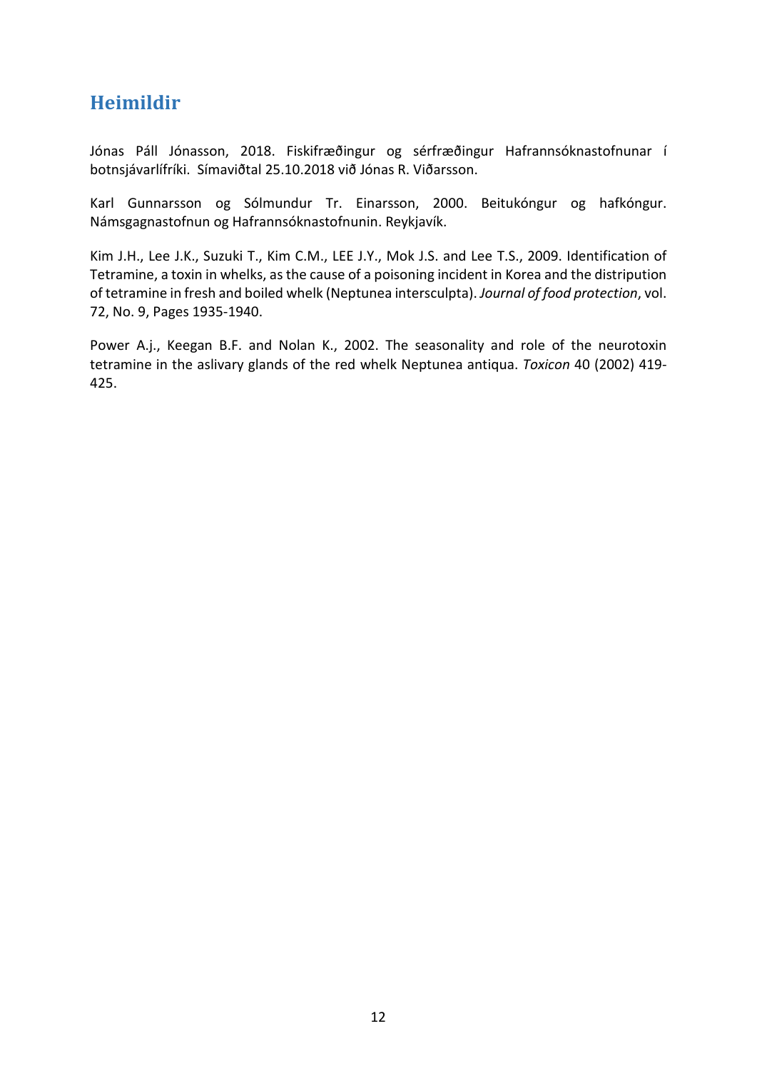## Heimildir

Jónas Páll Jónasson, 2018. Fiskifræðingur og sérfræðingur Hafrannsóknastofnunar í botnsjávarlífríki. Símaviðtal 25.10.2018 við Jónas R. Viðarsson.

Karl Gunnarsson og Sólmundur Tr. Einarsson, 2000. Beitukóngur og hafkóngur. Námsgagnastofnun og Hafrannsóknastofnunin. Reykjavík.

Kim J.H., Lee J.K., Suzuki T., Kim C.M., LEE J.Y., Mok J.S. and Lee T.S., 2009. Identification of Tetramine, a toxin in whelks, as the cause of a poisoning incident in Korea and the distripution of tetramine in fresh and boiled whelk (Neptunea intersculpta). *Journal of food protection*, vol. 72, No. 9, Pages 1935-1940.

Power A.j., Keegan B.F. and Nolan K., 2002. The seasonality and role of the neurotoxin tetramine in the aslivary glands of the red whelk Neptunea antiqua. *Toxicon* 40 (2002) 419-425.